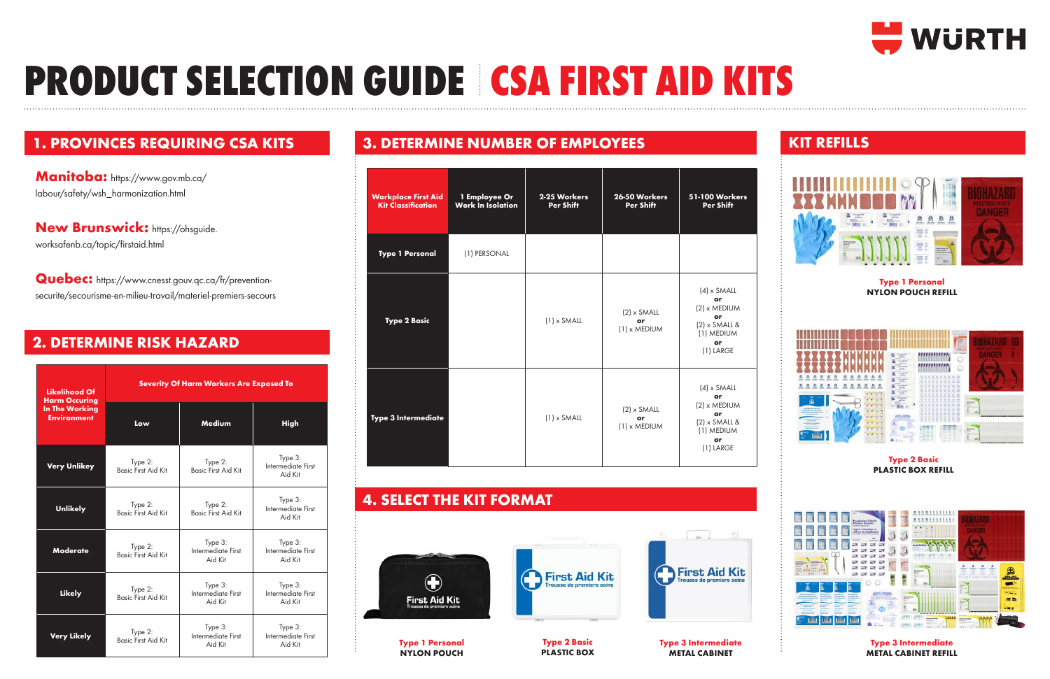# PRODUCT SELECTION GUIDE | CSA FIRST AID KITS

## 1. PROVINCES REQUIRING CSA KITS

**Manitoba:** https://www.gov.mb.ca/labour/safety/wsh_harmonization.html

**New Brunswick:** https://ohsguide.worksafenb.ca/topic/firstaid.html

**Quebec:** https://www.cnesst.gouv.qc.ca/fr/prevention-securite/secourisme-en-milieu-travail/materiel-premiers-secours

## 2. DETERMINE RISK HAZARD

| Likelihood Of Harm Occuring In The Working Environment | Severity Of Harm Workers Are Exposed To | | |
|---|---|---|---|
| | Low | Medium | High |
| Very Unlikey | Type 2: Basic First Aid Kit | Type 2: Basic First Aid Kit | Type 3: Intermediate First Aid Kit |
| Unlikely | Type 2: Basic First Aid Kit | Type 2: Basic First Aid Kit | Type 3: Intermediate First Aid Kit |
| Moderate | Type 2: Basic First Aid Kit | Type 3: Intermediate First Aid Kit | Type 3: Intermediate First Aid Kit |
| Likely | Type 2: Basic First Aid Kit | Type 3: Intermediate First Aid Kit | Type 3: Intermediate First Aid Kit |
| Very Likely | Type 2: Basic First Aid Kit | Type 3: Intermediate First Aid Kit | Type 3: Intermediate First Aid Kit |

## 3. DETERMINE NUMBER OF EMPLOYEES

| Workplace First Aid Kit Classification | 1 Employee Or Work In Isolation | 2-25 Workers Per Shift | 26-50 Workers Per Shift | 51-100 Workers Per Shift |
|---|---|---|---|---|
| Type 1 Personal | (1) PERSONAL | | | |
| Type 2 Basic | | (1) x SMALL | (2) x SMALL or (1) x MEDIUM | (4) x SMALL or (2) x MEDIUM or (2) x SMALL & (1) MEDIUM or (1) LARGE |
| Type 3 Intermediate | | (1) x SMALL | (2) x SMALL or (1) x MEDIUM | (4) x SMALL or (2) x MEDIUM or (2) x SMALL & (1) MEDIUM or (1) LARGE |

## 4. SELECT THE KIT FORMAT

**Type 1 Personal**
NYLON POUCH

**Type 2 Basic**
PLASTIC BOX

**Type 3 Intermediate**
METAL CABINET

## KIT REFILLS

**Type 1 Personal**
NYLON POUCH REFILL

**Type 2 Basic**
PLASTIC BOX REFILL

**Type 3 Intermediate**
METAL CABINET REFILL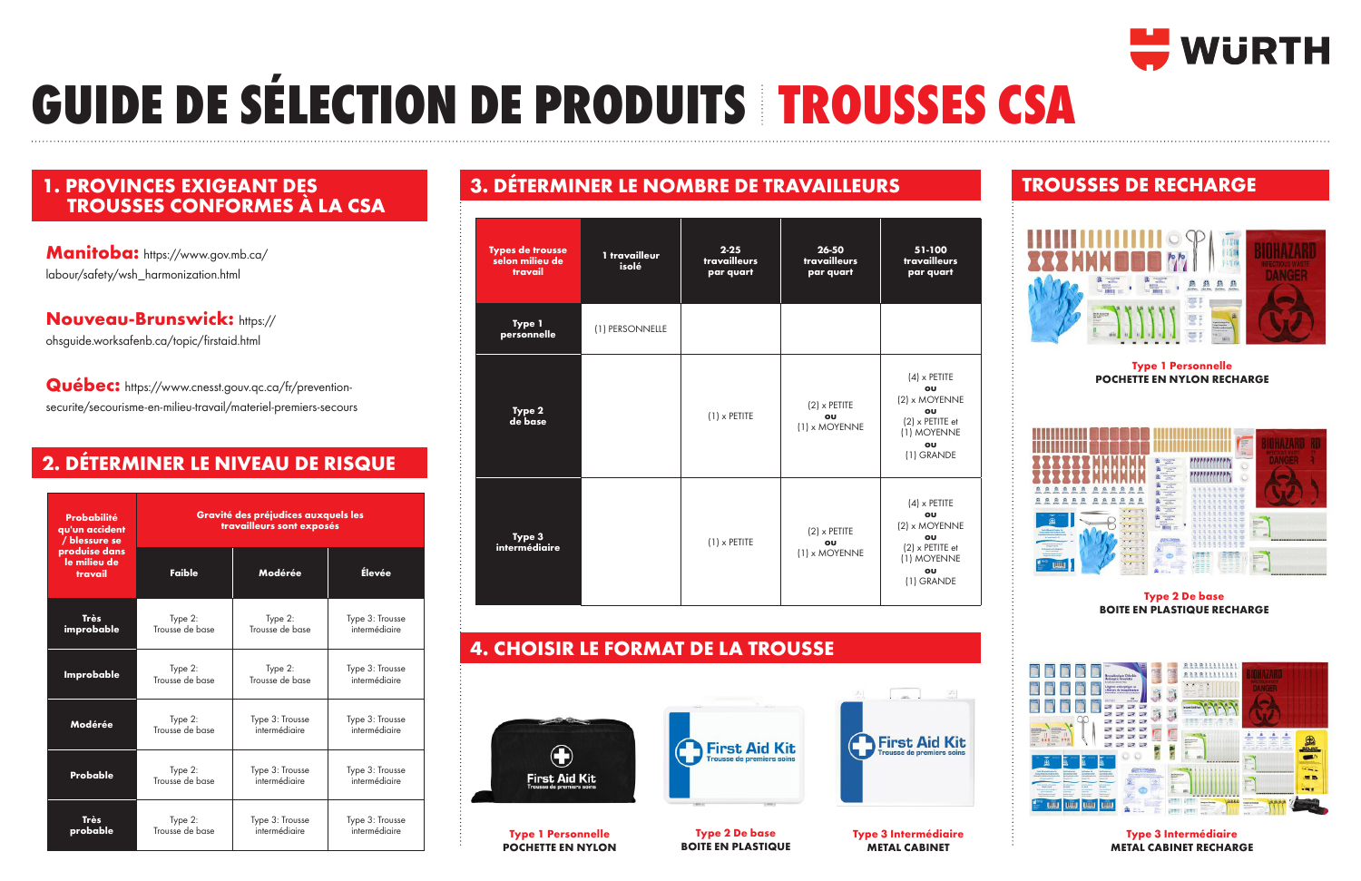# GUIDE DE SÉLECTION DE PRODUITS TROUSSES CSA

## 1. PROVINCES EXIGEANT DES TROUSSES CONFORMES À LA CSA

**Manitoba:** https://www.gov.mb.ca/labour/safety/wsh_harmonization.html

**Nouveau-Brunswick:** https://ohsguide.worksafenb.ca/topic/firstaid.html

**Québec:** https://www.cnesst.gouv.qc.ca/fr/prevention-securite/secourisme-en-milieu-travail/materiel-premiers-secours

## 2. DÉTERMINER LE NIVEAU DE RISQUE

| Probabilité qu'un accident / blessure se produise dans le milieu de travail | Gravité des préjudices auxquels les travailleurs sont exposés | | |
|---|---|---|---|
| | **Faible** | **Modérée** | **Élevée** |
| **Très improbable** | Type 2: Trousse de base | Type 2: Trousse de base | Type 3: Trousse intermédiaire |
| **Improbable** | Type 2: Trousse de base | Type 2: Trousse de base | Type 3: Trousse intermédiaire |
| **Modérée** | Type 2: Trousse de base | Type 3: Trousse intermédiaire | Type 3: Trousse intermédiaire |
| **Probable** | Type 2: Trousse de base | Type 3: Trousse intermédiaire | Type 3: Trousse intermédiaire |
| **Très probable** | Type 2: Trousse de base | Type 3: Trousse intermédiaire | Type 3: Trousse intermédiaire |

## 3. DÉTERMINER LE NOMBRE DE TRAVAILLEURS

| Types de trousse selon milieu de travail | 1 travailleur isolé | 2-25 travailleurs par quart | 26-50 travailleurs par quart | 51-100 travailleurs par quart |
|---|---|---|---|---|
| **Type 1 personnelle** | (1) PERSONNELLE | | | |
| **Type 2 de base** | | (1) x PETITE | (2) x PETITE **ou** (1) x MOYENNE | (4) x PETITE **ou** (2) x MOYENNE **ou** (2) x PETITE et (1) MOYENNE **ou** (1) GRANDE |
| **Type 3 intermédiaire** | | (1) x PETITE | (2) x PETITE **ou** (1) x MOYENNE | (4) x PETITE **ou** (2) x MOYENNE **ou** (2) x PETITE et (1) MOYENNE **ou** (1) GRANDE |

## 4. CHOISIR LE FORMAT DE LA TROUSSE

**Type 1 Personnelle**
POCHETTE EN NYLON

**Type 2 De base**
BOITE EN PLASTIQUE

**Type 3 Intermédiaire**
METAL CABINET

## TROUSSES DE RECHARGE

**Type 1 Personnelle**
POCHETTE EN NYLON RECHARGE

**Type 2 De base**
BOITE EN PLASTIQUE RECHARGE

**Type 3 Intermédiaire**
METAL CABINET RECHARGE